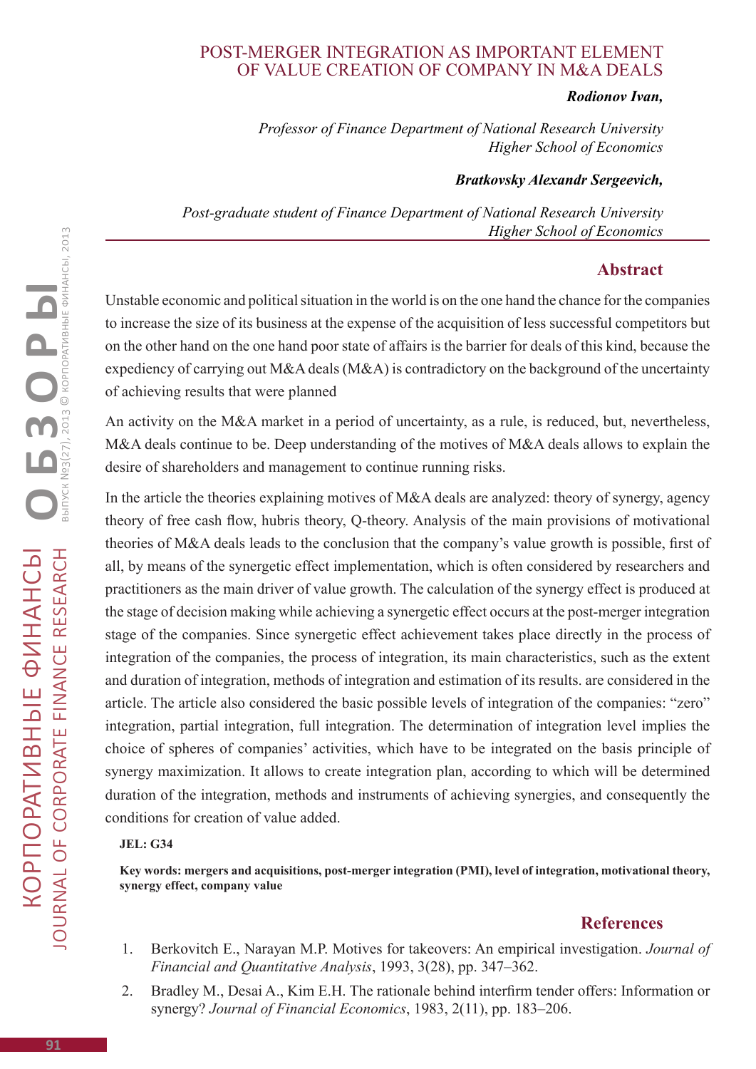# POST-MERGER INTEGRATION AS IMPORTANT ELEMENT OF VALUE CREATION OF COMPANY IN M&A DEALS

***Rodionov Ivan,***

*Professor of Finance Department of National Research University Higher School of Economics*

***Bratkovsky Alexandr Sergeevich,***

*Post-graduate student of Finance Department of National Research University Higher School of Economics*

## Abstract

Unstable economic and political situation in the world is on the one hand the chance for the companies to increase the size of its business at the expense of the acquisition of less successful competitors but on the other hand on the one hand poor state of affairs is the barrier for deals of this kind, because the expediency of carrying out M&A deals (M&A) is contradictory on the background of the uncertainty of achieving results that were planned

An activity on the M&A market in a period of uncertainty, as a rule, is reduced, but, nevertheless, M&A deals continue to be. Deep understanding of the motives of M&A deals allows to explain the desire of shareholders and management to continue running risks.

In the article the theories explaining motives of M&A deals are analyzed: theory of synergy, agency theory of free cash flow, hubris theory, Q-theory. Analysis of the main provisions of motivational theories of M&A deals leads to the conclusion that the company's value growth is possible, first of all, by means of the synergetic effect implementation, which is often considered by researchers and practitioners as the main driver of value growth. The calculation of the synergy effect is produced at the stage of decision making while achieving a synergetic effect occurs at the post-merger integration stage of the companies. Since synergetic effect achievement takes place directly in the process of integration of the companies, the process of integration, its main characteristics, such as the extent and duration of integration, methods of integration and estimation of its results. are considered in the article. The article also considered the basic possible levels of integration of the companies: "zero" integration, partial integration, full integration. The determination of integration level implies the choice of spheres of companies' activities, which have to be integrated on the basis principle of synergy maximization. It allows to create integration plan, according to which will be determined duration of the integration, methods and instruments of achieving synergies, and consequently the conditions for creation of value added.

**JEL: G34**

**Key words: mergers and acquisitions, post-merger integration (PMI), level of integration, motivational theory, synergy effect, company value**

## References

1. Berkovitch E., Narayan M.P. Motives for takeovers: An empirical investigation. *Journal of Financial and Quantitative Analysis*, 1993, 3(28), pp. 347–362.
2. Bradley M., Desai A., Kim E.H. The rationale behind interfirm tender offers: Information or synergy? *Journal of Financial Economics*, 1983, 2(11), pp. 183–206.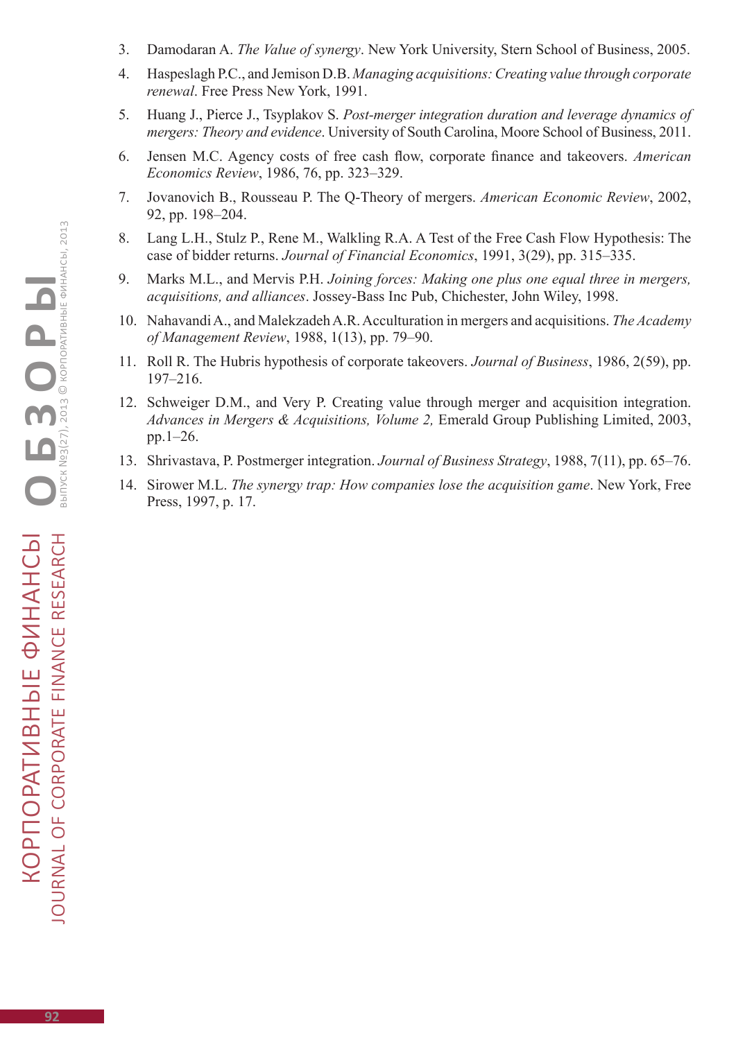3. Damodaran A. *The Value of synergy*. New York University, Stern School of Business, 2005.
4. Haspeslagh P.C., and Jemison D.B. *Managing acquisitions: Creating value through corporate renewal*. Free Press New York, 1991.
5. Huang J., Pierce J., Tsyplakov S. *Post-merger integration duration and leverage dynamics of mergers: Theory and evidence*. University of South Carolina, Moore School of Business, 2011.
6. Jensen M.C. Agency costs of free cash flow, corporate finance and takeovers. *American Economics Review*, 1986, 76, pp. 323–329.
7. Jovanovich B., Rousseau P. The Q-Theory of mergers. *American Economic Review*, 2002, 92, pp. 198–204.
8. Lang L.H., Stulz P., Rene M., Walkling R.A. A Test of the Free Cash Flow Hypothesis: The case of bidder returns. *Journal of Financial Economics*, 1991, 3(29), pp. 315–335.
9. Marks M.L., and Mervis P.H. *Joining forces: Making one plus one equal three in mergers, acquisitions, and alliances*. Jossey-Bass Inc Pub, Chichester, John Wiley, 1998.
10. Nahavandi A., and Malekzadeh A.R. Acculturation in mergers and acquisitions. *The Academy of Management Review*, 1988, 1(13), pp. 79–90.
11. Roll R. The Hubris hypothesis of corporate takeovers. *Journal of Business*, 1986, 2(59), pp. 197–216.
12. Schweiger D.M., and Very P. Creating value through merger and acquisition integration. *Advances in Mergers & Acquisitions, Volume 2,* Emerald Group Publishing Limited, 2003, pp.1–26.
13. Shrivastava, P. Postmerger integration. *Journal of Business Strategy*, 1988, 7(11), pp. 65–76.
14. Sirower M.L. *The synergy trap: How companies lose the acquisition game*. New York, Free Press, 1997, p. 17.